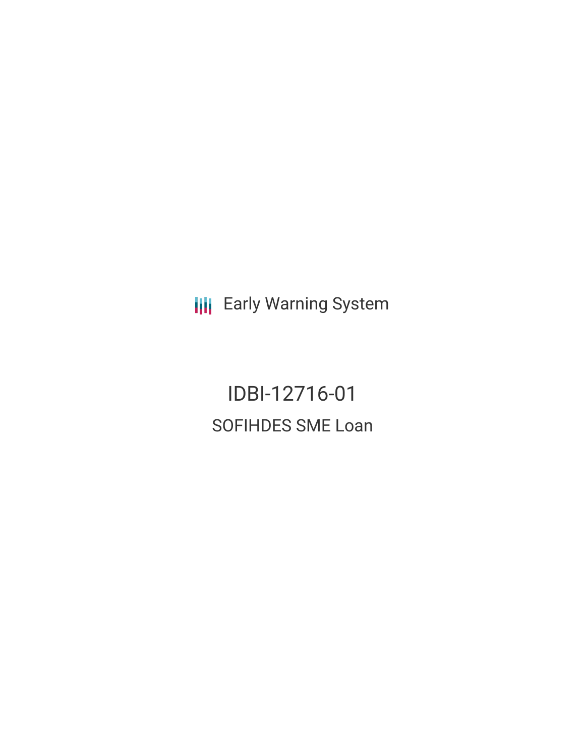Early Warning System

# IDBI-12716-01

## SOFIHDES SME Loan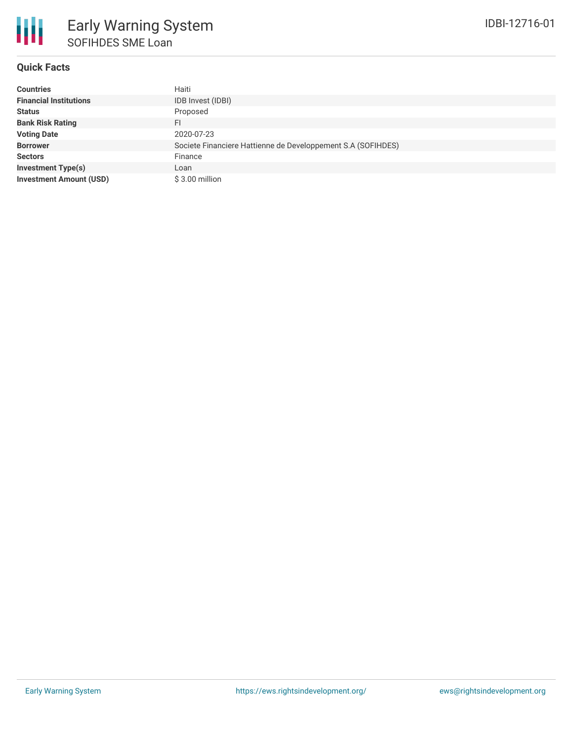# Early Warning System

## SOFIHDES SME Loan

IDBI-12716-01

### Quick Facts

| | |
|---|---|
| **Countries** | Haiti |
| **Financial Institutions** | IDB Invest (IDBI) |
| **Status** | Proposed |
| **Bank Risk Rating** | FI |
| **Voting Date** | 2020-07-23 |
| **Borrower** | Societe Financiere Hattienne de Developpement S.A (SOFIHDES) |
| **Sectors** | Finance |
| **Investment Type(s)** | Loan |
| **Investment Amount (USD)** | $ 3.00 million |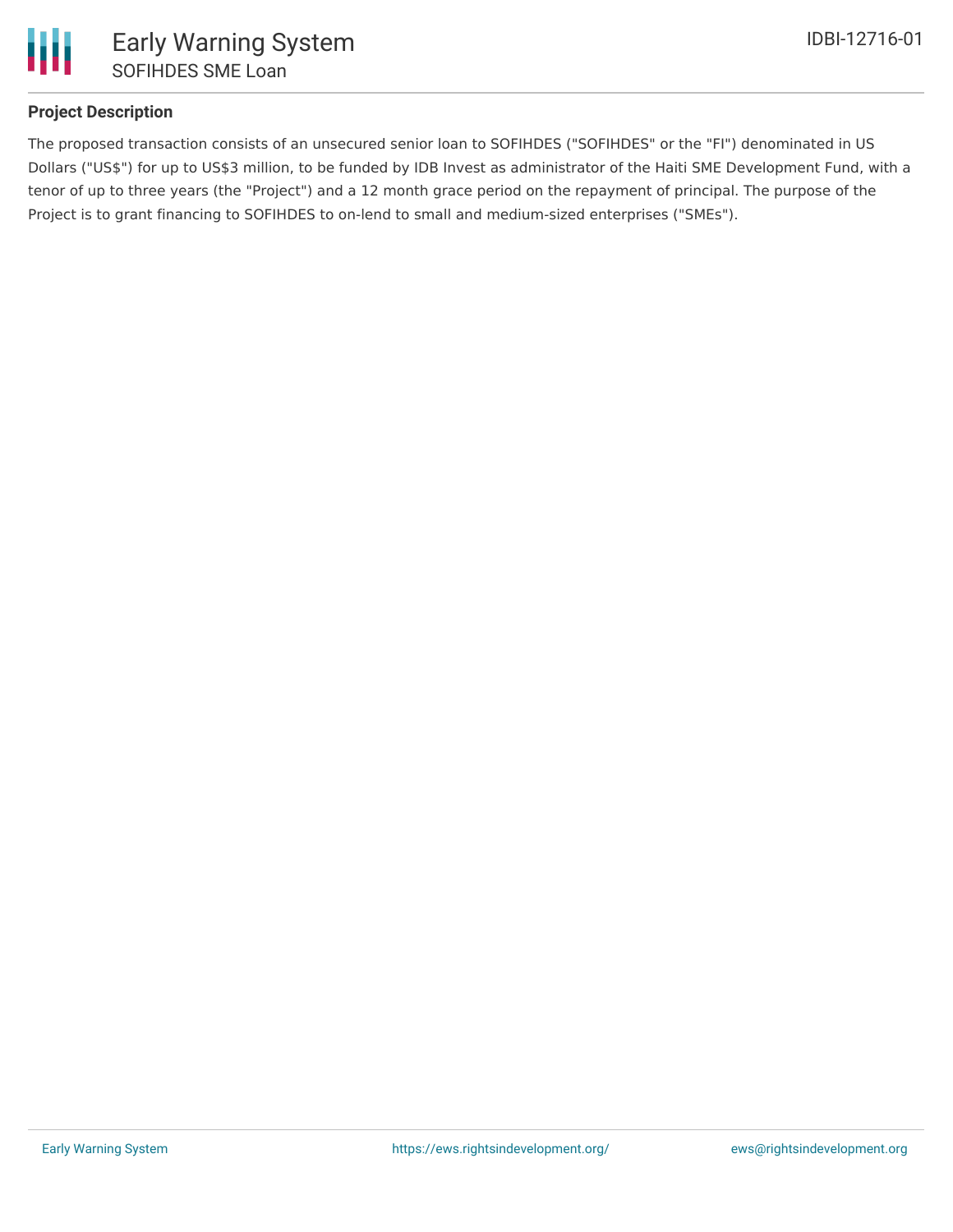## Project Description

The proposed transaction consists of an unsecured senior loan to SOFIHDES ("SOFIHDES" or the "FI") denominated in US Dollars ("US$") for up to US$3 million, to be funded by IDB Invest as administrator of the Haiti SME Development Fund, with a tenor of up to three years (the "Project") and a 12 month grace period on the repayment of principal. The purpose of the Project is to grant financing to SOFIHDES to on-lend to small and medium-sized enterprises ("SMEs").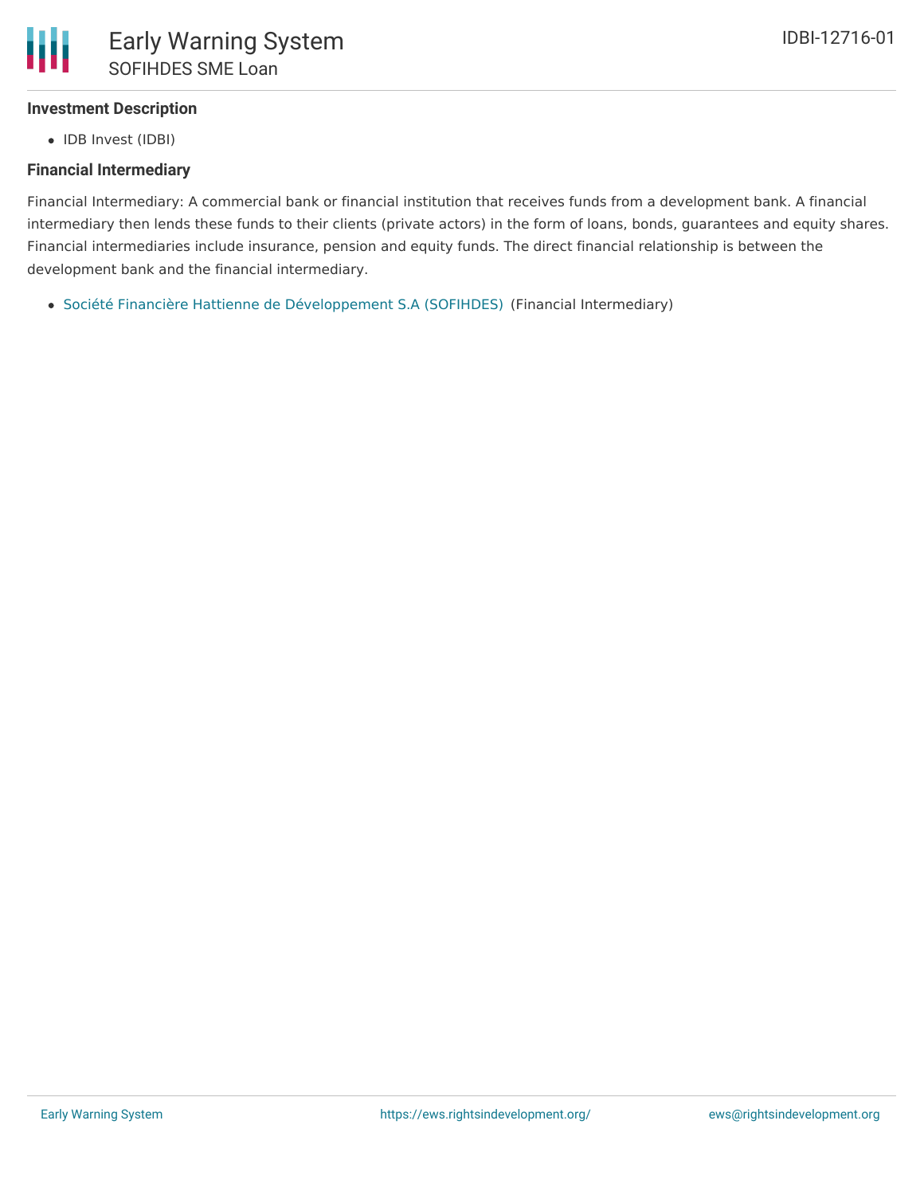### Investment Description

- IDB Invest (IDBI)

### Financial Intermediary

Financial Intermediary: A commercial bank or financial institution that receives funds from a development bank. A financial intermediary then lends these funds to their clients (private actors) in the form of loans, bonds, guarantees and equity shares. Financial intermediaries include insurance, pension and equity funds. The direct financial relationship is between the development bank and the financial intermediary.

- Société Financière Hattienne de Développement S.A (SOFIHDES) (Financial Intermediary)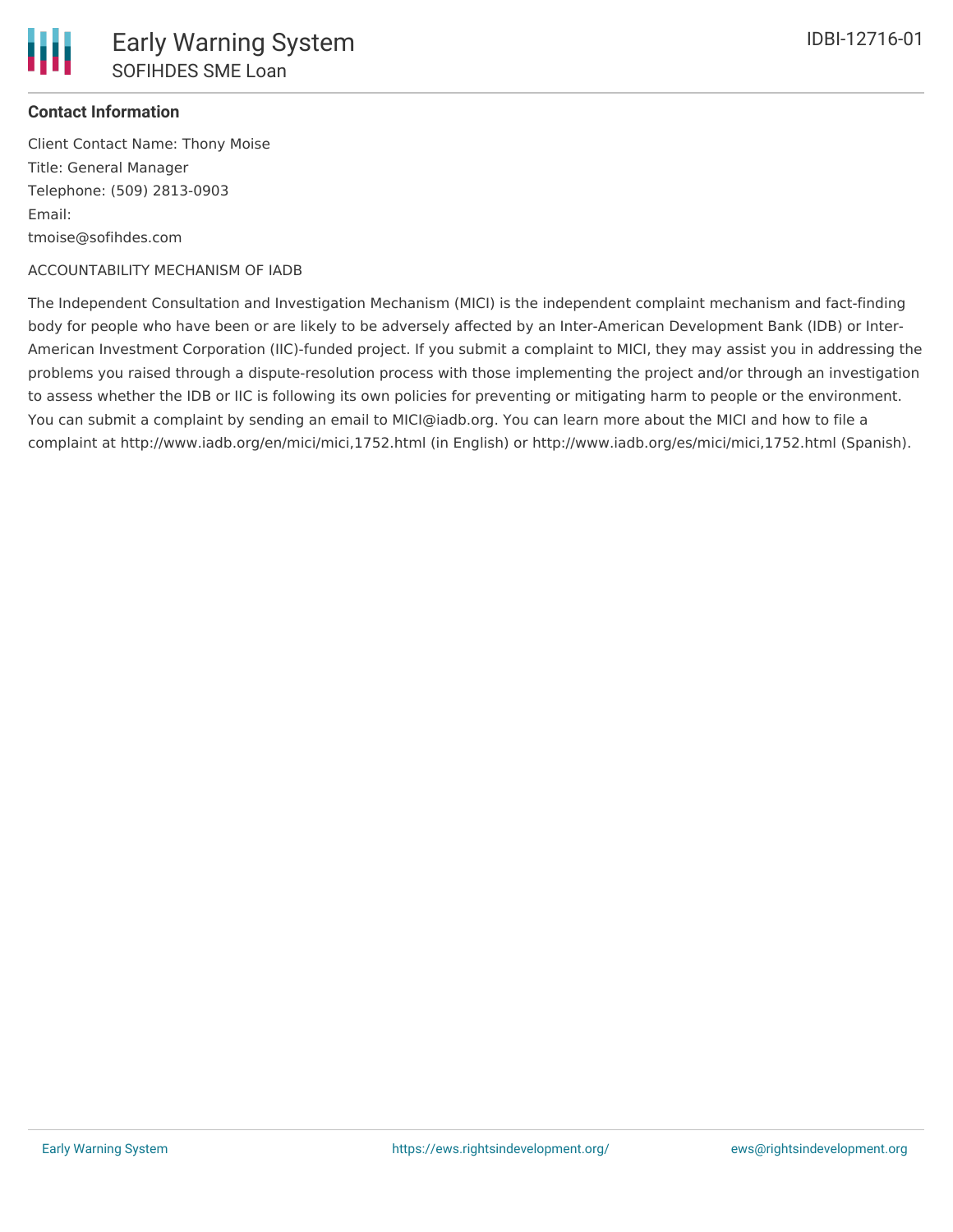### Contact Information

Client Contact Name: Thony Moise
Title: General Manager
Telephone: (509) 2813-0903
Email:
tmoise@sofihdes.com

ACCOUNTABILITY MECHANISM OF IADB

The Independent Consultation and Investigation Mechanism (MICI) is the independent complaint mechanism and fact-finding body for people who have been or are likely to be adversely affected by an Inter-American Development Bank (IDB) or Inter-American Investment Corporation (IIC)-funded project. If you submit a complaint to MICI, they may assist you in addressing the problems you raised through a dispute-resolution process with those implementing the project and/or through an investigation to assess whether the IDB or IIC is following its own policies for preventing or mitigating harm to people or the environment. You can submit a complaint by sending an email to MICI@iadb.org. You can learn more about the MICI and how to file a complaint at http://www.iadb.org/en/mici/mici,1752.html (in English) or http://www.iadb.org/es/mici/mici,1752.html (Spanish).